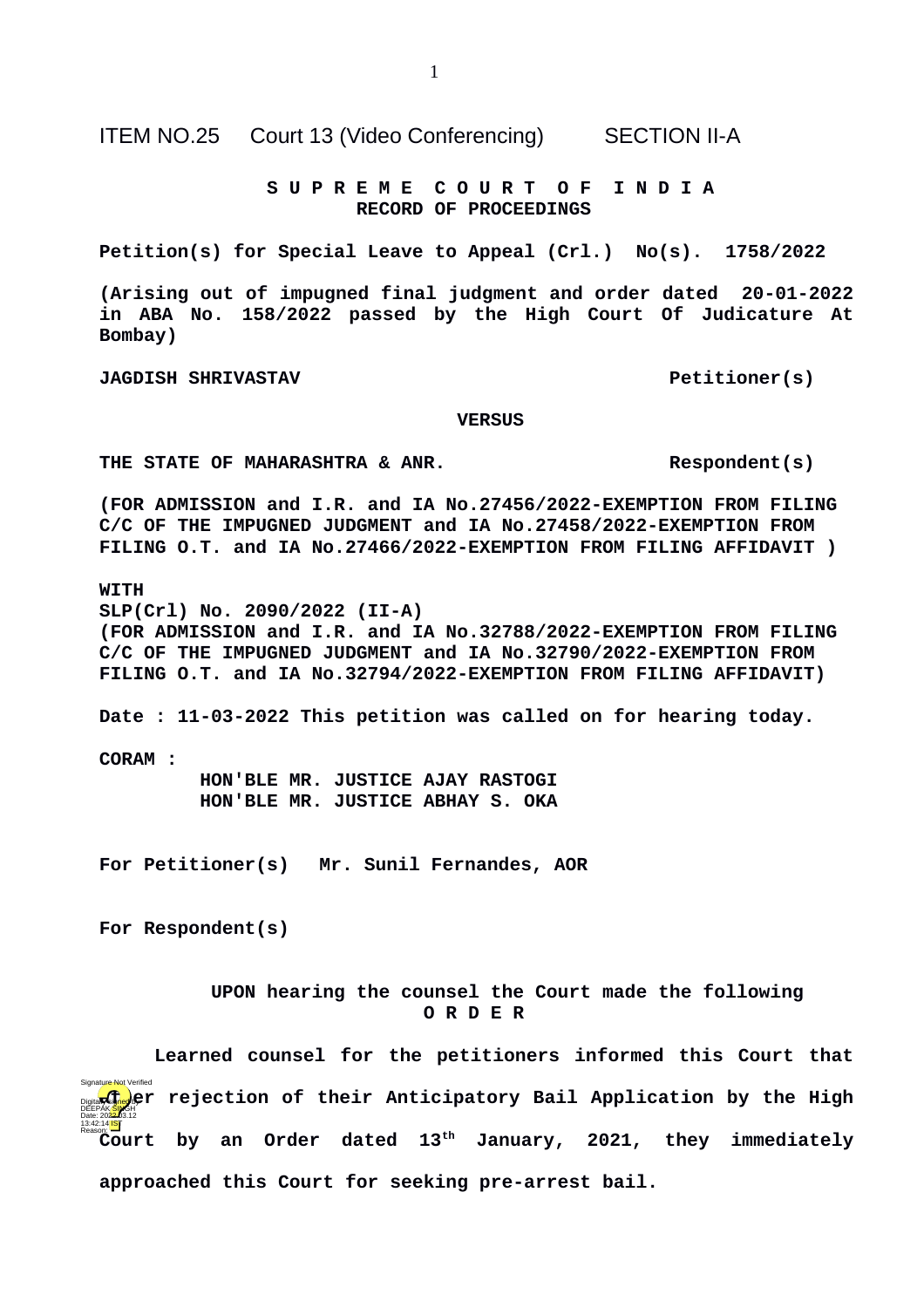ITEM NO.25 Court 13 (Video Conferencing) SECTION II-A

**S U P R E M E C O U R T O F I N D I A**
**RECORD OF PROCEEDINGS**

**Petition(s) for Special Leave to Appeal (Crl.) No(s). 1758/2022**

**(Arising out of impugned final judgment and order dated 20-01-2022 in ABA No. 158/2022 passed by the High Court Of Judicature At Bombay)**

**JAGDISH SHRIVASTAV** **Petitioner(s)**

**VERSUS**

**THE STATE OF MAHARASHTRA & ANR.** **Respondent(s)**

**(FOR ADMISSION and I.R. and IA No.27456/2022-EXEMPTION FROM FILING C/C OF THE IMPUGNED JUDGMENT and IA No.27458/2022-EXEMPTION FROM FILING O.T. and IA No.27466/2022-EXEMPTION FROM FILING AFFIDAVIT )**

**WITH**
**SLP(Crl) No. 2090/2022 (II-A)**
**(FOR ADMISSION and I.R. and IA No.32788/2022-EXEMPTION FROM FILING C/C OF THE IMPUGNED JUDGMENT and IA No.32790/2022-EXEMPTION FROM FILING O.T. and IA No.32794/2022-EXEMPTION FROM FILING AFFIDAVIT)**

**Date : 11-03-2022 This petition was called on for hearing today.**

**CORAM :**
**HON'BLE MR. JUSTICE AJAY RASTOGI**
**HON'BLE MR. JUSTICE ABHAY S. OKA**

**For Petitioner(s)** **Mr. Sunil Fernandes, AOR**

**For Respondent(s)**

**UPON hearing the counsel the Court made the following**
**O R D E R**

**Learned counsel for the petitioners informed this Court that after rejection of their Anticipatory Bail Application by the High Court by an Order dated 13th January, 2021, they immediately approached this Court for seeking pre-arrest bail.**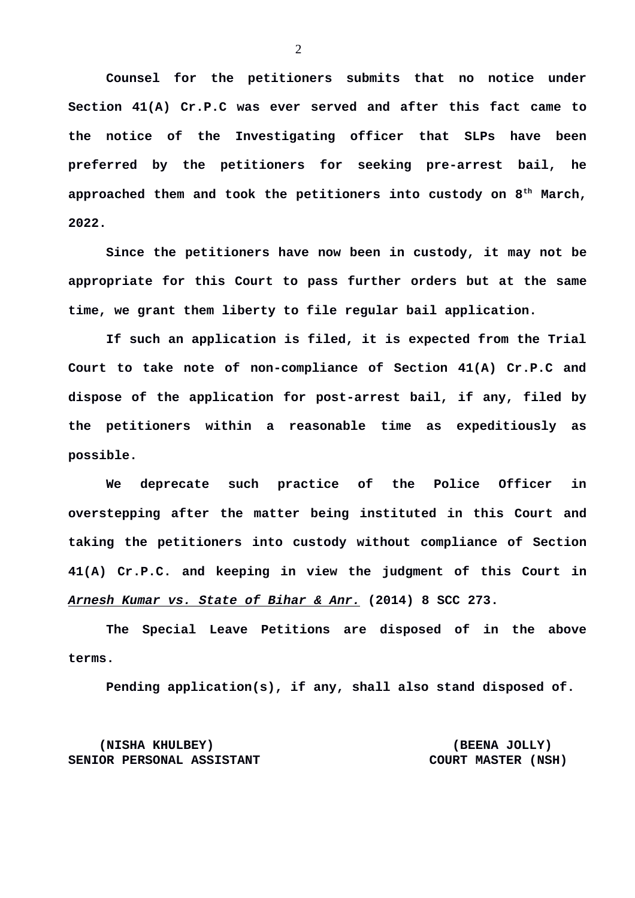**Counsel for the petitioners submits that no notice under Section 41(A) Cr.P.C was ever served and after this fact came to the notice of the Investigating officer that SLPs have been preferred by the petitioners for seeking pre-arrest bail, he approached them and took the petitioners into custody on 8th March, 2022.**

**Since the petitioners have now been in custody, it may not be appropriate for this Court to pass further orders but at the same time, we grant them liberty to file regular bail application.**

**If such an application is filed, it is expected from the Trial Court to take note of non-compliance of Section 41(A) Cr.P.C and dispose of the application for post-arrest bail, if any, filed by the petitioners within a reasonable time as expeditiously as possible.**

**We deprecate such practice of the Police Officer in overstepping after the matter being instituted in this Court and taking the petitioners into custody without compliance of Section 41(A) Cr.P.C. and keeping in view the judgment of this Court in *Arnesh Kumar vs. State of Bihar & Anr.* (2014) 8 SCC 273.**

**The Special Leave Petitions are disposed of in the above terms.**

**Pending application(s), if any, shall also stand disposed of.**

| | |
|---|---|
| **(NISHA KHULBEY)** | **(BEENA JOLLY)** |
| **SENIOR PERSONAL ASSISTANT** | **COURT MASTER (NSH)** |